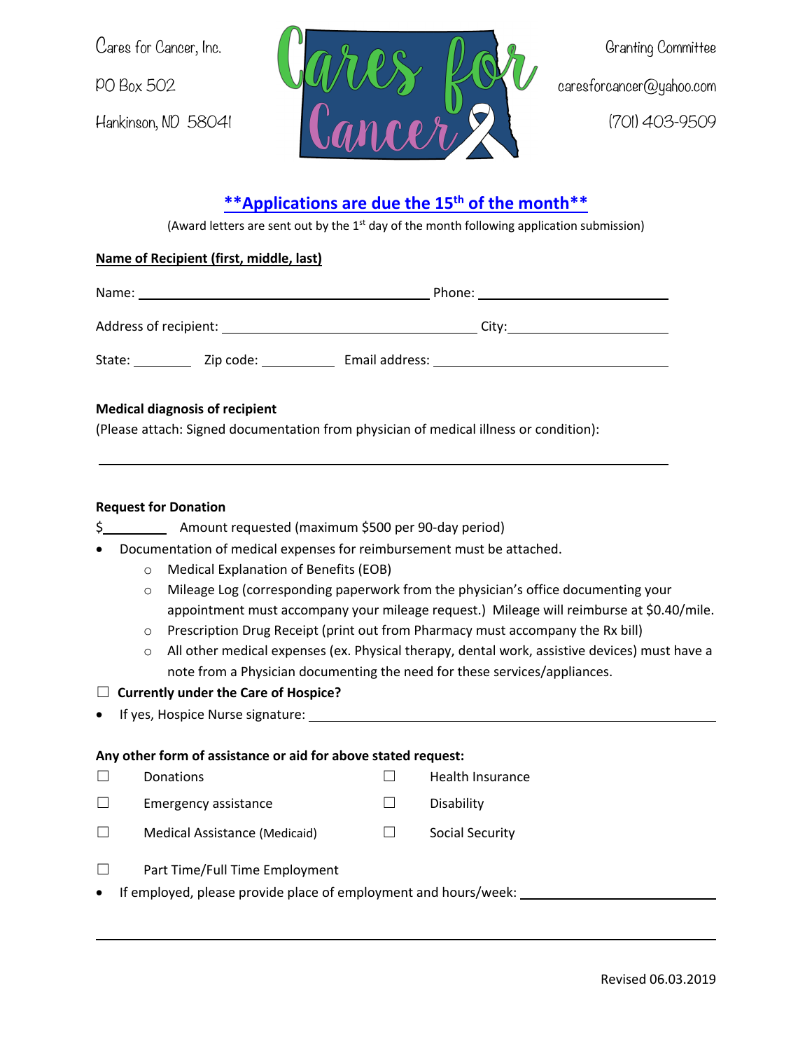Cares for Cancer, Inc.

PO Box 502

Hankinson, ND 58041

Cares for Cancer

Granting Committee

caresforcancer@yahoo.com

(701) 403-9509

## \*\*Applications are due the 15th of the month\*\*

(Award letters are sent out by the 1st day of the month following application submission)

**Name of Recipient (first, middle, last)**

Name: ______________________________ Phone: ____________________

Address of recipient: ____________________________ City: ________________

State: ________ Zip code: __________ Email address: ____________________________

**Medical diagnosis of recipient**

(Please attach: Signed documentation from physician of medical illness or condition):

______________________________________________________________

**Request for Donation**

$__________ Amount requested (maximum $500 per 90-day period)

- Documentation of medical expenses for reimbursement must be attached.
  - Medical Explanation of Benefits (EOB)
  - Mileage Log (corresponding paperwork from the physician's office documenting your appointment must accompany your mileage request.) Mileage will reimburse at $0.40/mile.
  - Prescription Drug Receipt (print out from Pharmacy must accompany the Rx bill)
  - All other medical expenses (ex. Physical therapy, dental work, assistive devices) must have a note from a Physician documenting the need for these services/appliances.

☐ **Currently under the Care of Hospice?**

- If yes, Hospice Nurse signature: ______________________________________

**Any other form of assistance or aid for above stated request:**

☐ Donations ☐ Health Insurance

☐ Emergency assistance ☐ Disability

☐ Medical Assistance (Medicaid) ☐ Social Security

☐ Part Time/Full Time Employment

- If employed, please provide place of employment and hours/week: ____________________

______________________________________________________________

Revised 06.03.2019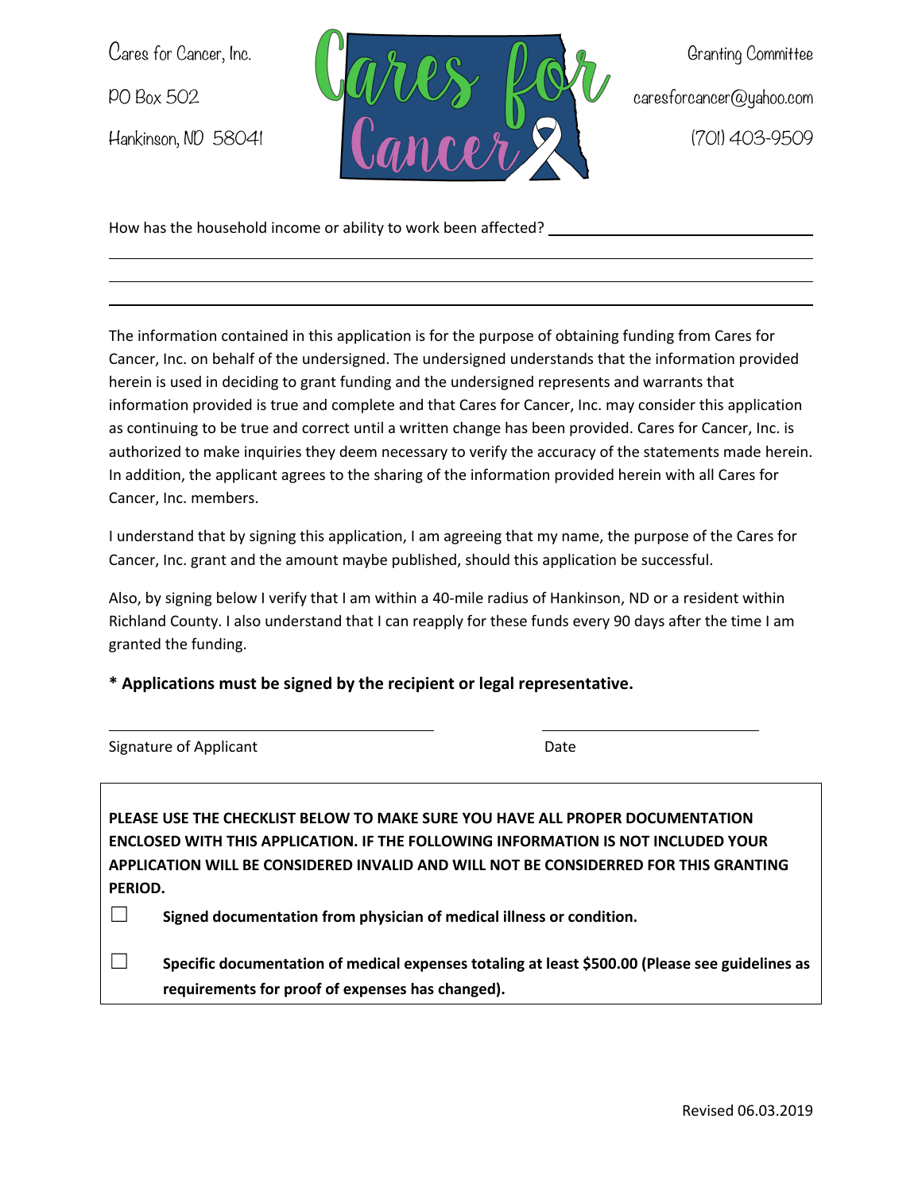Cares for Cancer, Inc.

PO Box 502

Hankinson, ND 58041

Granting Committee

caresforcancer@yahoo.com

(701) 403-9509

How has the household income or ability to work been affected? ________________________________

________________________________________________________________________

________________________________________________________________________

________________________________________________________________________

The information contained in this application is for the purpose of obtaining funding from Cares for Cancer, Inc. on behalf of the undersigned. The undersigned understands that the information provided herein is used in deciding to grant funding and the undersigned represents and warrants that information provided is true and complete and that Cares for Cancer, Inc. may consider this application as continuing to be true and correct until a written change has been provided. Cares for Cancer, Inc. is authorized to make inquiries they deem necessary to verify the accuracy of the statements made herein. In addition, the applicant agrees to the sharing of the information provided herein with all Cares for Cancer, Inc. members.

I understand that by signing this application, I am agreeing that my name, the purpose of the Cares for Cancer, Inc. grant and the amount maybe published, should this application be successful.

Also, by signing below I verify that I am within a 40-mile radius of Hankinson, ND or a resident within Richland County. I also understand that I can reapply for these funds every 90 days after the time I am granted the funding.

**\* Applications must be signed by the recipient or legal representative.**

________________________________ ________________________

Signature of Applicant Date

**PLEASE USE THE CHECKLIST BELOW TO MAKE SURE YOU HAVE ALL PROPER DOCUMENTATION ENCLOSED WITH THIS APPLICATION. IF THE FOLLOWING INFORMATION IS NOT INCLUDED YOUR APPLICATION WILL BE CONSIDERED INVALID AND WILL NOT BE CONSIDERRED FOR THIS GRANTING PERIOD.**

☐ **Signed documentation from physician of medical illness or condition.**

☐ **Specific documentation of medical expenses totaling at least $500.00 (Please see guidelines as requirements for proof of expenses has changed).**

Revised 06.03.2019